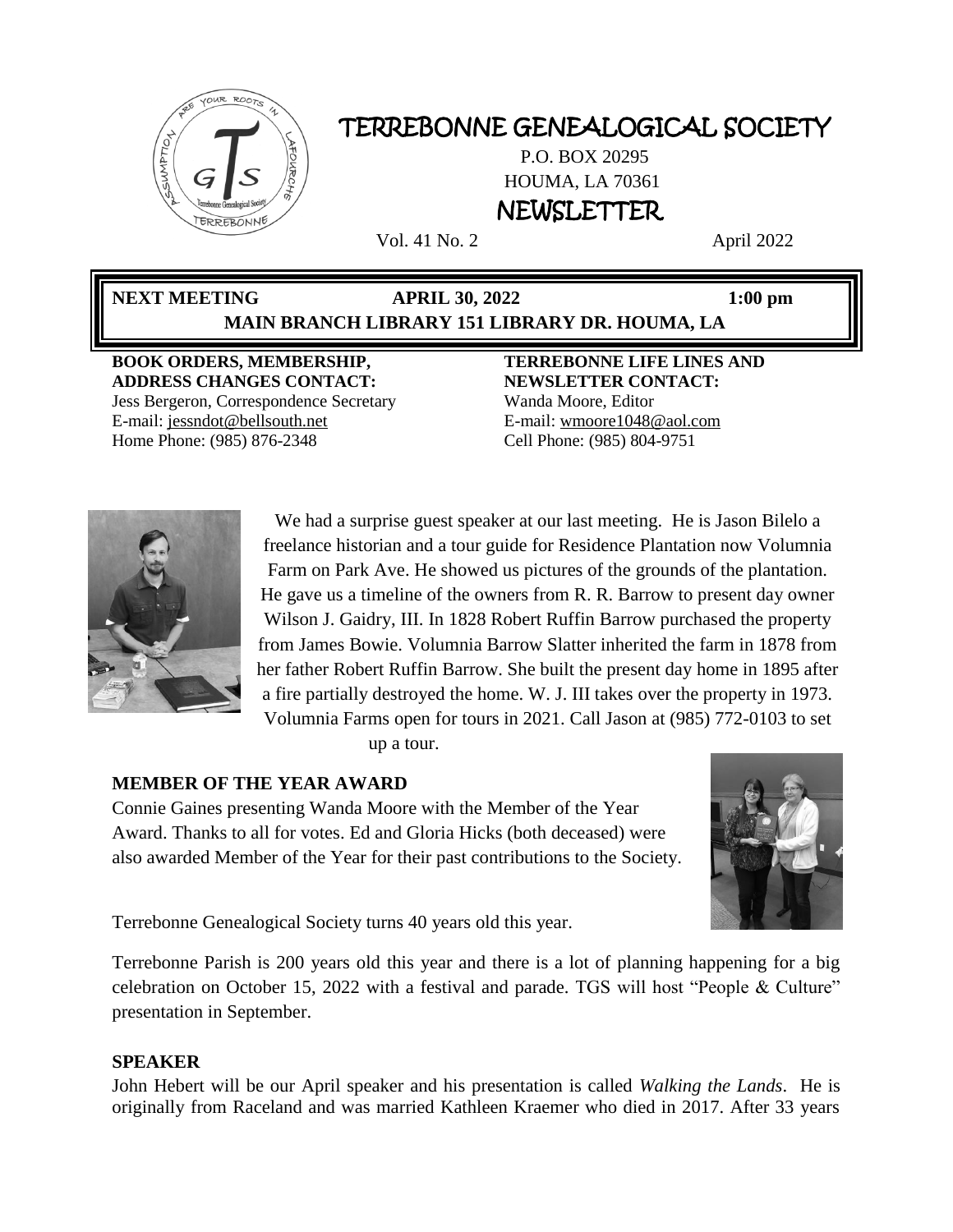# TERREBONNE GENEALOGICAL SOCIETY

P.O. BOX 20295
HOUMA, LA 70361

## NEWSLETTER

Vol. 41 No. 2 April 2022

**NEXT MEETING APRIL 30, 2022 1:00 pm**
**MAIN BRANCH LIBRARY 151 LIBRARY DR. HOUMA, LA**

**BOOK ORDERS, MEMBERSHIP, ADDRESS CHANGES CONTACT:**
Jess Bergeron, Correspondence Secretary
E-mail: jessndot@bellsouth.net
Home Phone: (985) 876-2348

**TERREBONNE LIFE LINES AND NEWSLETTER CONTACT:**
Wanda Moore, Editor
E-mail: wmoore1048@aol.com
Cell Phone: (985) 804-9751

We had a surprise guest speaker at our last meeting. He is Jason Bilelo a freelance historian and a tour guide for Residence Plantation now Volumnia Farm on Park Ave. He showed us pictures of the grounds of the plantation. He gave us a timeline of the owners from R. R. Barrow to present day owner Wilson J. Gaidry, III. In 1828 Robert Ruffin Barrow purchased the property from James Bowie. Volumnia Barrow Slatter inherited the farm in 1878 from her father Robert Ruffin Barrow. She built the present day home in 1895 after a fire partially destroyed the home. W. J. III takes over the property in 1973. Volumnia Farms open for tours in 2021. Call Jason at (985) 772-0103 to set up a tour.

### MEMBER OF THE YEAR AWARD

Connie Gaines presenting Wanda Moore with the Member of the Year Award. Thanks to all for votes. Ed and Gloria Hicks (both deceased) were also awarded Member of the Year for their past contributions to the Society.

Terrebonne Genealogical Society turns 40 years old this year.

Terrebonne Parish is 200 years old this year and there is a lot of planning happening for a big celebration on October 15, 2022 with a festival and parade. TGS will host "People & Culture" presentation in September.

### SPEAKER

John Hebert will be our April speaker and his presentation is called *Walking the Lands*. He is originally from Raceland and was married Kathleen Kraemer who died in 2017. After 33 years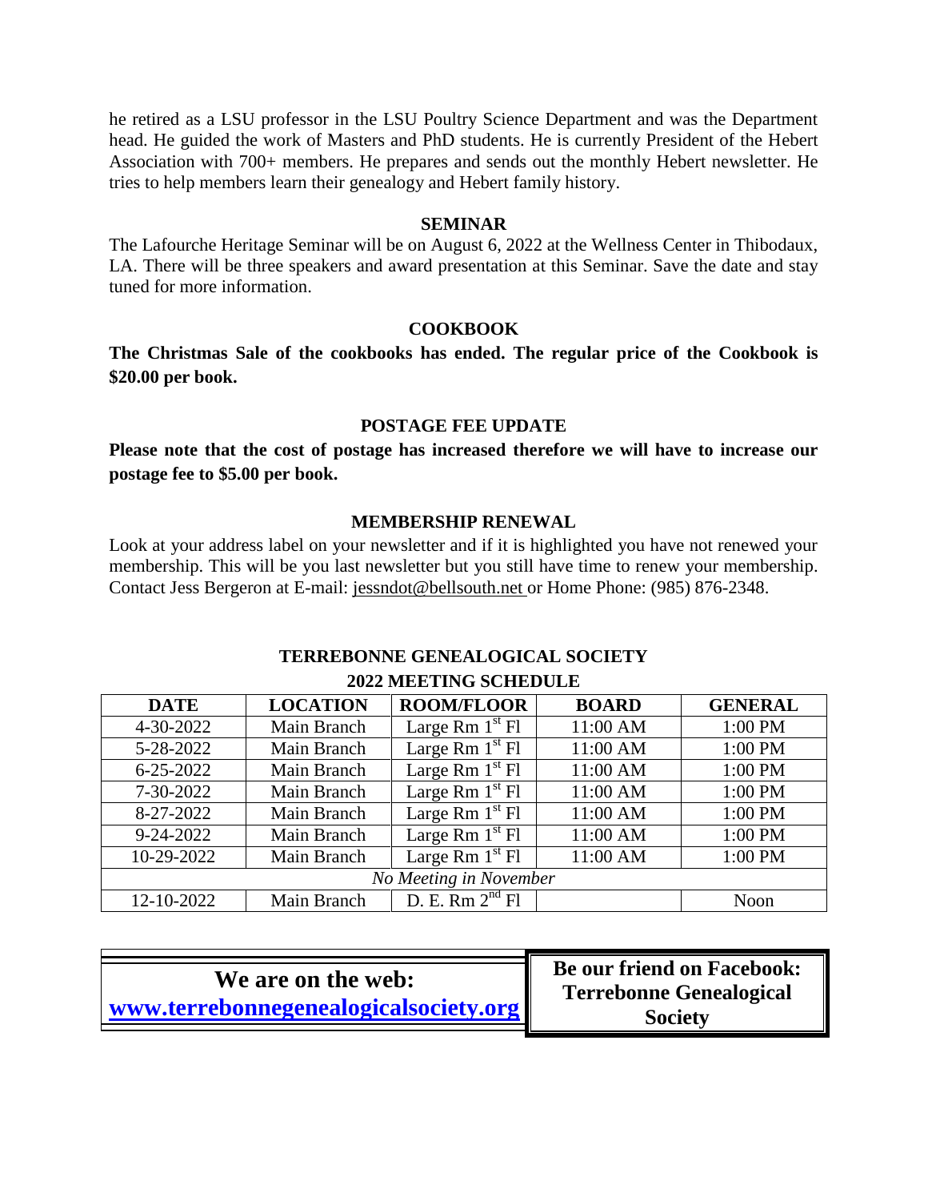he retired as a LSU professor in the LSU Poultry Science Department and was the Department head. He guided the work of Masters and PhD students. He is currently President of the Hebert Association with 700+ members. He prepares and sends out the monthly Hebert newsletter. He tries to help members learn their genealogy and Hebert family history.

## SEMINAR

The Lafourche Heritage Seminar will be on August 6, 2022 at the Wellness Center in Thibodaux, LA. There will be three speakers and award presentation at this Seminar. Save the date and stay tuned for more information.

## COOKBOOK

**The Christmas Sale of the cookbooks has ended. The regular price of the Cookbook is $20.00 per book.**

## POSTAGE FEE UPDATE

**Please note that the cost of postage has increased therefore we will have to increase our postage fee to $5.00 per book.**

## MEMBERSHIP RENEWAL

Look at your address label on your newsletter and if it is highlighted you have not renewed your membership. This will be you last newsletter but you still have time to renew your membership. Contact Jess Bergeron at E-mail: jessndot@bellsouth.net or Home Phone: (985) 876-2348.

## TERREBONNE GENEALOGICAL SOCIETY
## 2022 MEETING SCHEDULE

| DATE | LOCATION | ROOM/FLOOR | BOARD | GENERAL |
|---|---|---|---|---|
| 4-30-2022 | Main Branch | Large Rm 1st Fl | 11:00 AM | 1:00 PM |
| 5-28-2022 | Main Branch | Large Rm 1st Fl | 11:00 AM | 1:00 PM |
| 6-25-2022 | Main Branch | Large Rm 1st Fl | 11:00 AM | 1:00 PM |
| 7-30-2022 | Main Branch | Large Rm 1st Fl | 11:00 AM | 1:00 PM |
| 8-27-2022 | Main Branch | Large Rm 1st Fl | 11:00 AM | 1:00 PM |
| 9-24-2022 | Main Branch | Large Rm 1st Fl | 11:00 AM | 1:00 PM |
| 10-29-2022 | Main Branch | Large Rm 1st Fl | 11:00 AM | 1:00 PM |
| *No Meeting in November* | | | | |
| 12-10-2022 | Main Branch | D. E. Rm 2nd Fl | | Noon |

**We are on the web:**
**www.terrebonnegenealogicalsociety.org**

**Be our friend on Facebook: Terrebonne Genealogical Society**